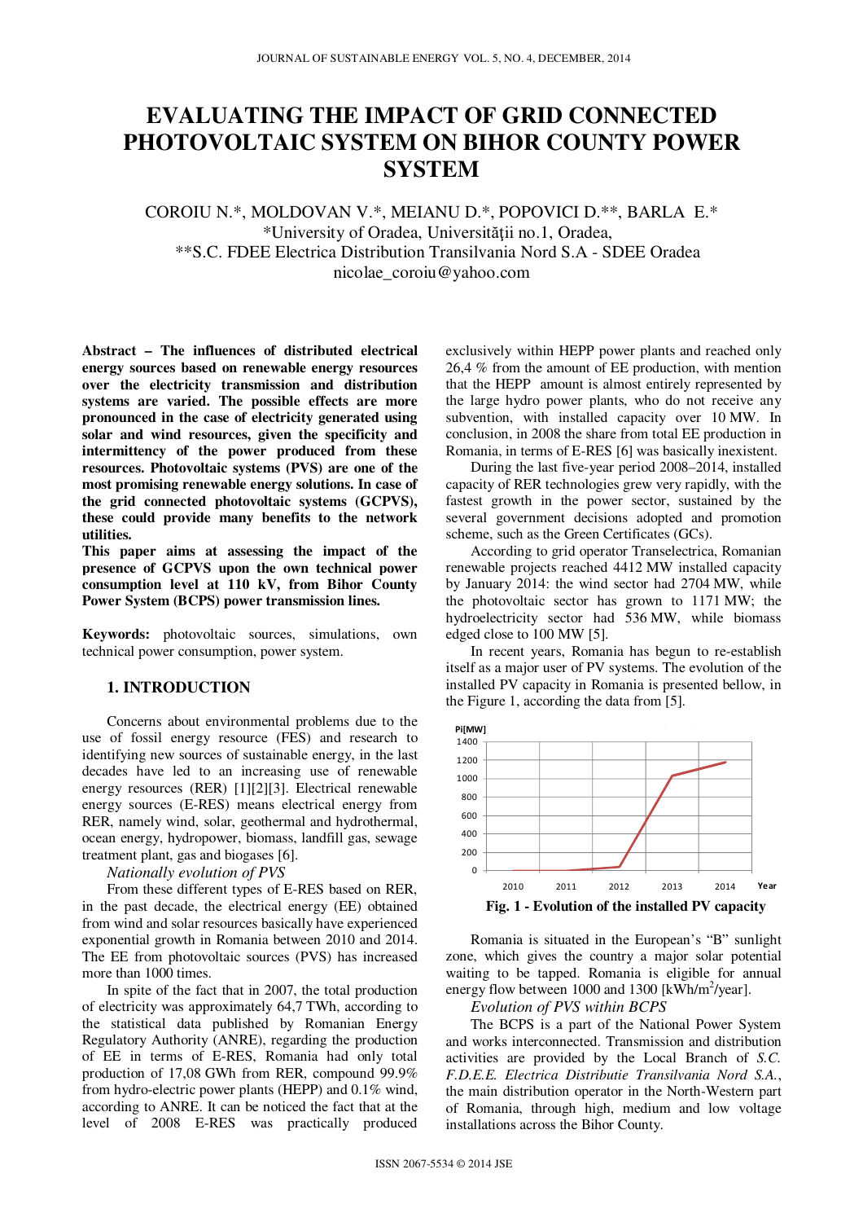# EVALUATING THE IMPACT OF GRID CONNECTED PHOTOVOLTAIC SYSTEM ON BIHOR COUNTY POWER SYSTEM

COROIU N.*, MOLDOVAN V.*, MEIANU D.*, POPOVICI D.**, BARLA E.*
*University of Oradea, Universităţii no.1, Oradea,
**S.C. FDEE Electrica Distribution Transilvania Nord S.A - SDEE Oradea
nicolae_coroiu@yahoo.com

**Abstract – The influences of distributed electrical energy sources based on renewable energy resources over the electricity transmission and distribution systems are varied. The possible effects are more pronounced in the case of electricity generated using solar and wind resources, given the specificity and intermittency of the power produced from these resources. Photovoltaic systems (PVS) are one of the most promising renewable energy solutions. In case of the grid connected photovoltaic systems (GCPVS), these could provide many benefits to the network utilities.**

**This paper aims at assessing the impact of the presence of GCPVS upon the own technical power consumption level at 110 kV, from Bihor County Power System (BCPS) power transmission lines.**

**Keywords:** photovoltaic sources, simulations, own technical power consumption, power system.

## 1. INTRODUCTION

Concerns about environmental problems due to the use of fossil energy resource (FES) and research to identifying new sources of sustainable energy, in the last decades have led to an increasing use of renewable energy resources (RER) [1][2][3]. Electrical renewable energy sources (E-RES) means electrical energy from RER, namely wind, solar, geothermal and hydrothermal, ocean energy, hydropower, biomass, landfill gas, sewage treatment plant, gas and biogases [6].

*Nationally evolution of PVS*

From these different types of E-RES based on RER, in the past decade, the electrical energy (EE) obtained from wind and solar resources basically have experienced exponential growth in Romania between 2010 and 2014. The EE from photovoltaic sources (PVS) has increased more than 1000 times.

In spite of the fact that in 2007, the total production of electricity was approximately 64,7 TWh, according to the statistical data published by Romanian Energy Regulatory Authority (ANRE), regarding the production of EE in terms of E-RES, Romania had only total production of 17,08 GWh from RER, compound 99.9% from hydro-electric power plants (HEPP) and 0.1% wind, according to ANRE. It can be noticed the fact that at the level of 2008 E-RES was practically produced exclusively within HEPP power plants and reached only 26,4 % from the amount of EE production, with mention that the HEPP amount is almost entirely represented by the large hydro power plants, who do not receive any subvention, with installed capacity over 10 MW. In conclusion, in 2008 the share from total EE production in Romania, in terms of E-RES [6] was basically inexistent.

During the last five-year period 2008–2014, installed capacity of RER technologies grew very rapidly, with the fastest growth in the power sector, sustained by the several government decisions adopted and promotion scheme, such as the Green Certificates (GCs).

According to grid operator Transelectrica, Romanian renewable projects reached 4412 MW installed capacity by January 2014: the wind sector had 2704 MW, while the photovoltaic sector has grown to 1171 MW; the hydroelectricity sector had 536 MW, while biomass edged close to 100 MW [5].

In recent years, Romania has begun to re-establish itself as a major user of PV systems. The evolution of the installed PV capacity in Romania is presented bellow, in the Figure 1, according the data from [5].

**Fig. 1 - Evolution of the installed PV capacity**

Romania is situated in the European's "B" sunlight zone, which gives the country a major solar potential waiting to be tapped. Romania is eligible for annual energy flow between 1000 and 1300 [kWh/m$^2$/year].

*Evolution of PVS within BCPS*

The BCPS is a part of the National Power System and works interconnected. Transmission and distribution activities are provided by the Local Branch of *S.C. F.D.E.E. Electrica Distributie Transilvania Nord S.A.*, the main distribution operator in the North-Western part of Romania, through high, medium and low voltage installations across the Bihor County.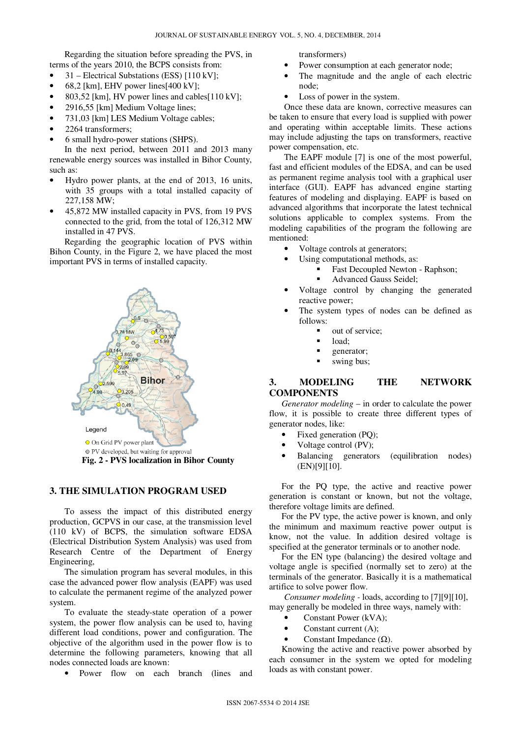Regarding the situation before spreading the PVS, in terms of the years 2010, the BCPS consists from:

- 31 – Electrical Substations (ESS) [110 kV];
- 68,2 [km], EHV power lines[400 kV];
- 803,52 [km], HV power lines and cables[110 kV];
- 2916,55 [km] Medium Voltage lines;
- 731,03 [km] LES Medium Voltage cables;
- 2264 transformers;
- 6 small hydro-power stations (SHPS).

In the next period, between 2011 and 2013 many renewable energy sources was installed in Bihor County, such as:

- Hydro power plants, at the end of 2013, 16 units, with 35 groups with a total installed capacity of 227,158 MW;
- 45,872 MW installed capacity in PVS, from 19 PVS connected to the grid, from the total of 126,312 MW installed in 47 PVS.

Regarding the geographic location of PVS within Bihon County, in the Figure 2, we have placed the most important PVS in terms of installed capacity.

**Fig. 2 - PVS localization in Bihor County**

## 3. THE SIMULATION PROGRAM USED

To assess the impact of this distributed energy production, GCPVS in our case, at the transmission level (110 kV) of BCPS, the simulation software EDSA (Electrical Distribution System Analysis) was used from Research Centre of the Department of Energy Engineering,

The simulation program has several modules, in this case the advanced power flow analysis (EAPF) was used to calculate the permanent regime of the analyzed power system.

To evaluate the steady-state operation of a power system, the power flow analysis can be used to, having different load conditions, power and configuration. The objective of the algorithm used in the power flow is to determine the following parameters, knowing that all nodes connected loads are known:

- Power flow on each branch (lines and transformers)
- Power consumption at each generator node;
- The magnitude and the angle of each electric node;
- Loss of power in the system.

Once these data are known, corrective measures can be taken to ensure that every load is supplied with power and operating within acceptable limits. These actions may include adjusting the taps on transformers, reactive power compensation, etc.

The EAPF module [7] is one of the most powerful, fast and efficient modules of the EDSA, and can be used as permanent regime analysis tool with a graphical user interface (GUI). EAPF has advanced engine starting features of modeling and displaying. EAPF is based on advanced algorithms that incorporate the latest technical solutions applicable to complex systems. From the modeling capabilities of the program the following are mentioned:

- Voltage controls at generators;
- Using computational methods, as:
  - Fast Decoupled Newton - Raphson;
  - Advanced Gauss Seidel;
- Voltage control by changing the generated reactive power;
- The system types of nodes can be defined as follows:
  - out of service;
  - load;
  - generator;
  - swing bus;

## 3. MODELING THE NETWORK COMPONENTS

*Generator modeling* – in order to calculate the power flow, it is possible to create three different types of generator nodes, like:

- Fixed generation (PQ);
- Voltage control (PV);
- Balancing generators (equilibration nodes) (EN)[9][10].

For the PQ type, the active and reactive power generation is constant or known, but not the voltage, therefore voltage limits are defined.

For the PV type, the active power is known, and only the minimum and maximum reactive power output is know, not the value. In addition desired voltage is specified at the generator terminals or to another node.

For the EN type (balancing) the desired voltage and voltage angle is specified (normally set to zero) at the terminals of the generator. Basically it is a mathematical artifice to solve power flow.

*Consumer modeling* - loads, according to [7][9][10], may generally be modeled in three ways, namely with:

- Constant Power (kVA);
- Constant current (A);
- Constant Impedance (Ω).

Knowing the active and reactive power absorbed by each consumer in the system we opted for modeling loads as with constant power.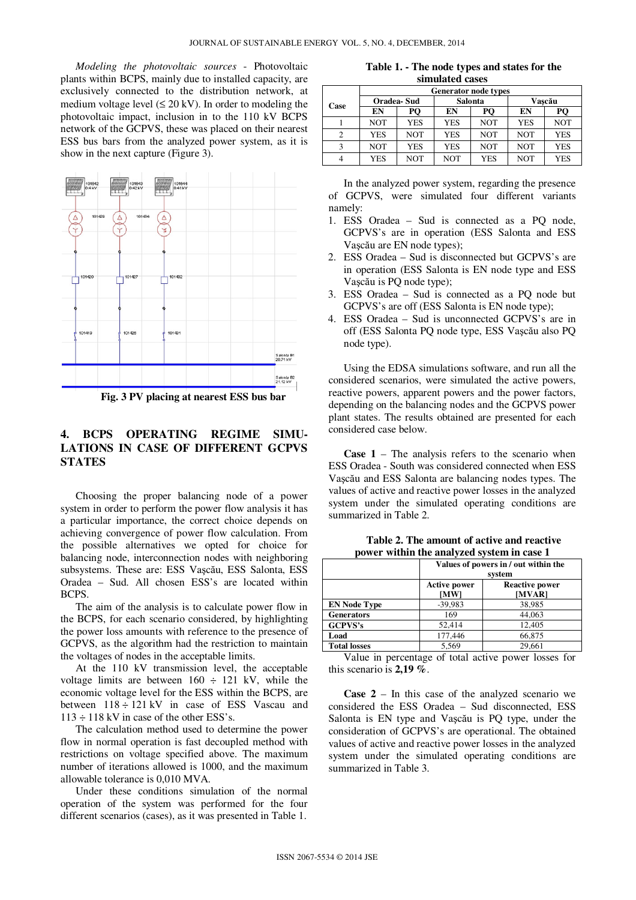*Modeling the photovoltaic sources* - Photovoltaic plants within BCPS, mainly due to installed capacity, are exclusively connected to the distribution network, at medium voltage level (≤ 20 kV). In order to modeling the photovoltaic impact, inclusion in to the 110 kV BCPS network of the GCPVS, these was placed on their nearest ESS bus bars from the analyzed power system, as it is show in the next capture (Figure 3).

**Fig. 3 PV placing at nearest ESS bus bar**

## 4. BCPS OPERATING REGIME SIMULATIONS IN CASE OF DIFFERENT GCPVS STATES

Choosing the proper balancing node of a power system in order to perform the power flow analysis it has a particular importance, the correct choice depends on achieving convergence of power flow calculation. From the possible alternatives we opted for choice for balancing node, interconnection nodes with neighboring subsystems. These are: ESS Vaşcău, ESS Salonta, ESS Oradea – Sud. All chosen ESS's are located within BCPS.

The aim of the analysis is to calculate power flow in the BCPS, for each scenario considered, by highlighting the power loss amounts with reference to the presence of GCPVS, as the algorithm had the restriction to maintain the voltages of nodes in the acceptable limits.

At the 110 kV transmission level, the acceptable voltage limits are between 160 ÷ 121 kV, while the economic voltage level for the ESS within the BCPS, are between 118 ÷ 121 kV in case of ESS Vascau and 113 ÷ 118 kV in case of the other ESS's.

The calculation method used to determine the power flow in normal operation is fast decoupled method with restrictions on voltage specified above. The maximum number of iterations allowed is 1000, and the maximum allowable tolerance is 0,010 MVA.

Under these conditions simulation of the normal operation of the system was performed for the four different scenarios (cases), as it was presented in Table 1.

**Table 1. - The node types and states for the simulated cases**

| Case | Generator node types | | | | | |
|---|---|---|---|---|---|---|
| | Oradea- Sud | | Salonta | | Vaşcău | |
| | EN | PQ | EN | PQ | EN | PQ |
| 1 | NOT | YES | YES | NOT | YES | NOT |
| 2 | YES | NOT | YES | NOT | NOT | YES |
| 3 | NOT | YES | YES | NOT | NOT | YES |
| 4 | YES | NOT | NOT | YES | NOT | YES |

In the analyzed power system, regarding the presence of GCPVS, were simulated four different variants namely:

1. ESS Oradea – Sud is connected as a PQ node, GCPVS's are in operation (ESS Salonta and ESS Vaşcău are EN node types);
2. ESS Oradea – Sud is disconnected but GCPVS's are in operation (ESS Salonta is EN node type and ESS Vaşcău is PQ node type);
3. ESS Oradea – Sud is connected as a PQ node but GCPVS's are off (ESS Salonta is EN node type);
4. ESS Oradea – Sud is unconnected GCPVS's are in off (ESS Salonta PQ node type, ESS Vaşcău also PQ node type).

Using the EDSA simulations software, and run all the considered scenarios, were simulated the active powers, reactive powers, apparent powers and the power factors, depending on the balancing nodes and the GCPVS power plant states. The results obtained are presented for each considered case below.

**Case 1** – The analysis refers to the scenario when ESS Oradea - South was considered connected when ESS Vaşcău and ESS Salonta are balancing nodes types. The values of active and reactive power losses in the analyzed system under the simulated operating conditions are summarized in Table 2.

**Table 2. The amount of active and reactive power within the analyzed system in case 1**

| | Values of powers in / out within the system | |
|---|---|---|
| | Active power [MW] | Reactive power [MVAR] |
| **EN Node Type** | -39,983 | 38,985 |
| **Generators** | 169 | 44,063 |
| **GCPVS's** | 52,414 | 12,405 |
| **Load** | 177,446 | 66,875 |
| **Total losses** | 5,569 | 29,661 |

Value in percentage of total active power losses for this scenario is **2,19 %**.

**Case 2** – In this case of the analyzed scenario we considered the ESS Oradea – Sud disconnected, ESS Salonta is EN type and Vaşcău is PQ type, under the consideration of GCPVS's are operational. The obtained values of active and reactive power losses in the analyzed system under the simulated operating conditions are summarized in Table 3.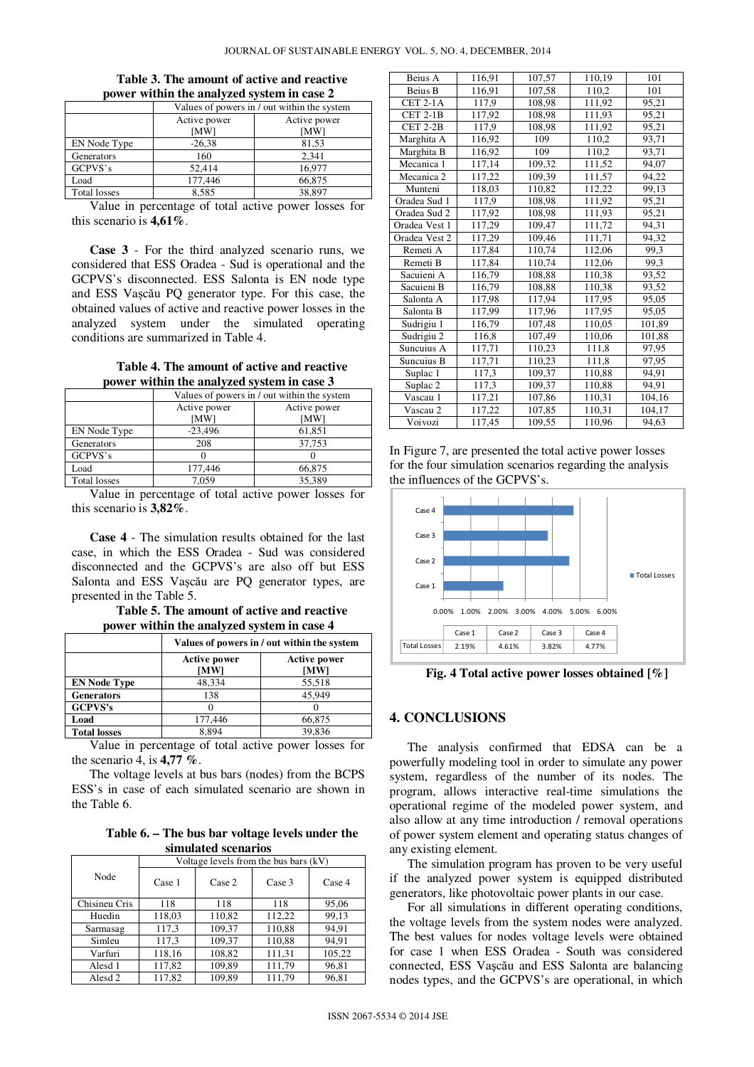**Table 3. The amount of active and reactive power within the analyzed system in case 2**

| | Values of powers in / out within the system | |
|---|---|---|
| | Active power [MW] | Active power [MW] |
| EN Node Type | -26,38 | 81,53 |
| Generators | 160 | 2,341 |
| GCPVS's | 52,414 | 16,977 |
| Load | 177,446 | 66,875 |
| Total losses | 8,585 | 38,897 |

Value in percentage of total active power losses for this scenario is **4,61%**.

**Case 3** - For the third analyzed scenario runs, we considered that ESS Oradea - Sud is operational and the GCPVS's disconnected. ESS Salonta is EN node type and ESS Vaşcău PQ generator type. For this case, the obtained values of active and reactive power losses in the analyzed system under the simulated operating conditions are summarized in Table 4.

**Table 4. The amount of active and reactive power within the analyzed system in case 3**

| | Values of powers in / out within the system | |
|---|---|---|
| | Active power [MW] | Active power [MW] |
| EN Node Type | -23,496 | 61,851 |
| Generators | 208 | 37,753 |
| GCPVS's | 0 | 0 |
| Load | 177,446 | 66,875 |
| Total losses | 7,059 | 35,389 |

Value in percentage of total active power losses for this scenario is **3,82%**.

**Case 4** - The simulation results obtained for the last case, in which the ESS Oradea - Sud was considered disconnected and the GCPVS's are also off but ESS Salonta and ESS Vaşcău are PQ generator types, are presented in the Table 5.

**Table 5. The amount of active and reactive power within the analyzed system in case 4**

| | **Values of powers in / out within the system** | |
|---|---|---|
| | **Active power [MW]** | **Active power [MW]** |
| **EN Node Type** | 48,334 | 55,518 |
| **Generators** | 138 | 45,949 |
| **GCPVS's** | 0 | 0 |
| **Load** | 177,446 | 66,875 |
| **Total losses** | 8,894 | 39,836 |

Value in percentage of total active power losses for the scenario 4, is **4,77 %**.

The voltage levels at bus bars (nodes) from the BCPS ESS's in case of each simulated scenario are shown in the Table 6.

**Table 6. – The bus bar voltage levels under the simulated scenarios**

| Node | Voltage levels from the bus bars (kV) | | | |
|---|---|---|---|---|
| | Case 1 | Case 2 | Case 3 | Case 4 |
| Chisineu Cris | 118 | 118 | 118 | 95,06 |
| Huedin | 118,03 | 110,82 | 112,22 | 99,13 |
| Sarmasag | 117,3 | 109,37 | 110,88 | 94,91 |
| Simleu | 117,3 | 109,37 | 110,88 | 94,91 |
| Varfuri | 118,16 | 108,82 | 111,31 | 105,22 |
| Alesd 1 | 117,82 | 109,89 | 111,79 | 96,81 |
| Alesd 2 | 117,82 | 109,89 | 111,79 | 96,81 |
| Beius A | 116,91 | 107,57 | 110,19 | 101 |
| Beius B | 116,91 | 107,58 | 110,2 | 101 |
| CET 2-1A | 117,9 | 108,98 | 111,92 | 95,21 |
| CET 2-1B | 117,92 | 108,98 | 111,93 | 95,21 |
| CET 2-2B | 117,9 | 108,98 | 111,92 | 95,21 |
| Marghita A | 116,92 | 109 | 110,2 | 93,71 |
| Marghita B | 116,92 | 109 | 110,2 | 93,71 |
| Mecanica 1 | 117,14 | 109,32 | 111,52 | 94,07 |
| Mecanica 2 | 117,22 | 109,39 | 111,57 | 94,22 |
| Munteni | 118,03 | 110,82 | 112,22 | 99,13 |
| Oradea Sud 1 | 117,9 | 108,98 | 111,92 | 95,21 |
| Oradea Sud 2 | 117,92 | 108,98 | 111,93 | 95,21 |
| Oradea Vest 1 | 117,29 | 109,47 | 111,72 | 94,31 |
| Oradea Vest 2 | 117,29 | 109,46 | 111,71 | 94,32 |
| Remeti A | 117,84 | 110,74 | 112,06 | 99,3 |
| Remeti B | 117,84 | 110,74 | 112,06 | 99,3 |
| Sacuieni A | 116,79 | 108,88 | 110,38 | 93,52 |
| Sacuieni B | 116,79 | 108,88 | 110,38 | 93,52 |
| Salonta A | 117,98 | 117,94 | 117,95 | 95,05 |
| Salonta B | 117,99 | 117,96 | 117,95 | 95,05 |
| Sudrigiu 1 | 116,79 | 107,48 | 110,05 | 101,89 |
| Sudrigiu 2 | 116,8 | 107,49 | 110,06 | 101,88 |
| Suncuius A | 117,71 | 110,23 | 111,8 | 97,95 |
| Suncuius B | 117,71 | 110,23 | 111,8 | 97,95 |
| Suplac 1 | 117,3 | 109,37 | 110,88 | 94,91 |
| Suplac 2 | 117,3 | 109,37 | 110,88 | 94,91 |
| Vascau 1 | 117,21 | 107,86 | 110,31 | 104,16 |
| Vascau 2 | 117,22 | 107,85 | 110,31 | 104,17 |
| Voivozi | 117,45 | 109,55 | 110,96 | 94,63 |

In Figure 7, are presented the total active power losses for the four simulation scenarios regarding the analysis the influences of the GCPVS's.

| | Case 1 | Case 2 | Case 3 | Case 4 |
|---|---|---|---|---|
| Total Losses | 2.19% | 4.61% | 3.82% | 4.77% |

**Fig. 4 Total active power losses obtained [%]**

## 4. CONCLUSIONS

The analysis confirmed that EDSA can be a powerfully modeling tool in order to simulate any power system, regardless of the number of its nodes. The program, allows interactive real-time simulations the operational regime of the modeled power system, and also allow at any time introduction / removal operations of power system element and operating status changes of any existing element.

The simulation program has proven to be very useful if the analyzed power system is equipped distributed generators, like photovoltaic power plants in our case.

For all simulations in different operating conditions, the voltage levels from the system nodes were analyzed. The best values for nodes voltage levels were obtained for case 1 when ESS Oradea - South was considered connected, ESS Vaşcău and ESS Salonta are balancing nodes types, and the GCPVS's are operational, in which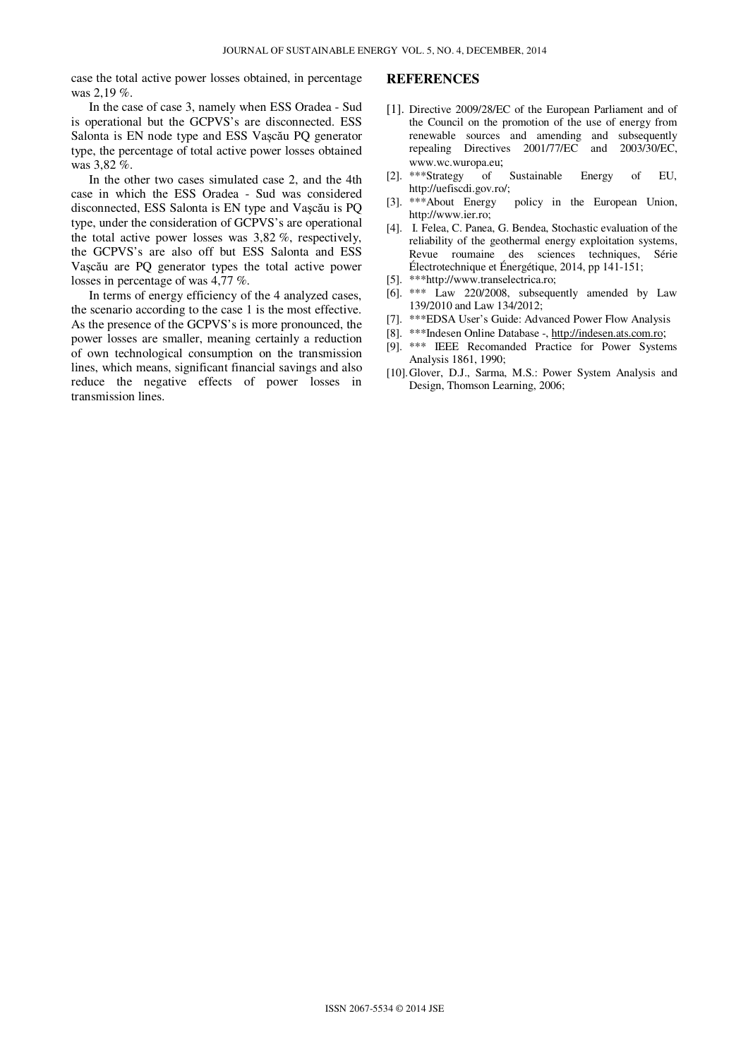case the total active power losses obtained, in percentage was 2,19 %.

In the case of case 3, namely when ESS Oradea - Sud is operational but the GCPVS's are disconnected. ESS Salonta is EN node type and ESS Vașcău PQ generator type, the percentage of total active power losses obtained was 3,82 %.

In the other two cases simulated case 2, and the 4th case in which the ESS Oradea - Sud was considered disconnected, ESS Salonta is EN type and Vașcău is PQ type, under the consideration of GCPVS's are operational the total active power losses was 3,82 %, respectively, the GCPVS's are also off but ESS Salonta and ESS Vașcău are PQ generator types the total active power losses in percentage of was 4,77 %.

In terms of energy efficiency of the 4 analyzed cases, the scenario according to the case 1 is the most effective. As the presence of the GCPVS's is more pronounced, the power losses are smaller, meaning certainly a reduction of own technological consumption on the transmission lines, which means, significant financial savings and also reduce the negative effects of power losses in transmission lines.

## REFERENCES

[1]. Directive 2009/28/EC of the European Parliament and of the Council on the promotion of the use of energy from renewable sources and amending and subsequently repealing Directives 2001/77/EC and 2003/30/EC, www.wc.wuropa.eu;

[2]. ***Strategy of Sustainable Energy of EU, http://uefiscdi.gov.ro/;

[3]. ***About Energy policy in the European Union, http://www.ier.ro;

[4]. I. Felea, C. Panea, G. Bendea, Stochastic evaluation of the reliability of the geothermal energy exploitation systems, Revue roumaine des sciences techniques, Série Électrotechnique et Énergétique, 2014, pp 141-151;

[5]. ***http://www.transelectrica.ro;

[6]. *** Law 220/2008, subsequently amended by Law 139/2010 and Law 134/2012;

[7]. ***EDSA User's Guide: Advanced Power Flow Analysis

[8]. ***Indesen Online Database -, http://indesen.ats.com.ro;

[9]. *** IEEE Recomanded Practice for Power Systems Analysis 1861, 1990;

[10]. Glover, D.J., Sarma, M.S.: Power System Analysis and Design, Thomson Learning, 2006;